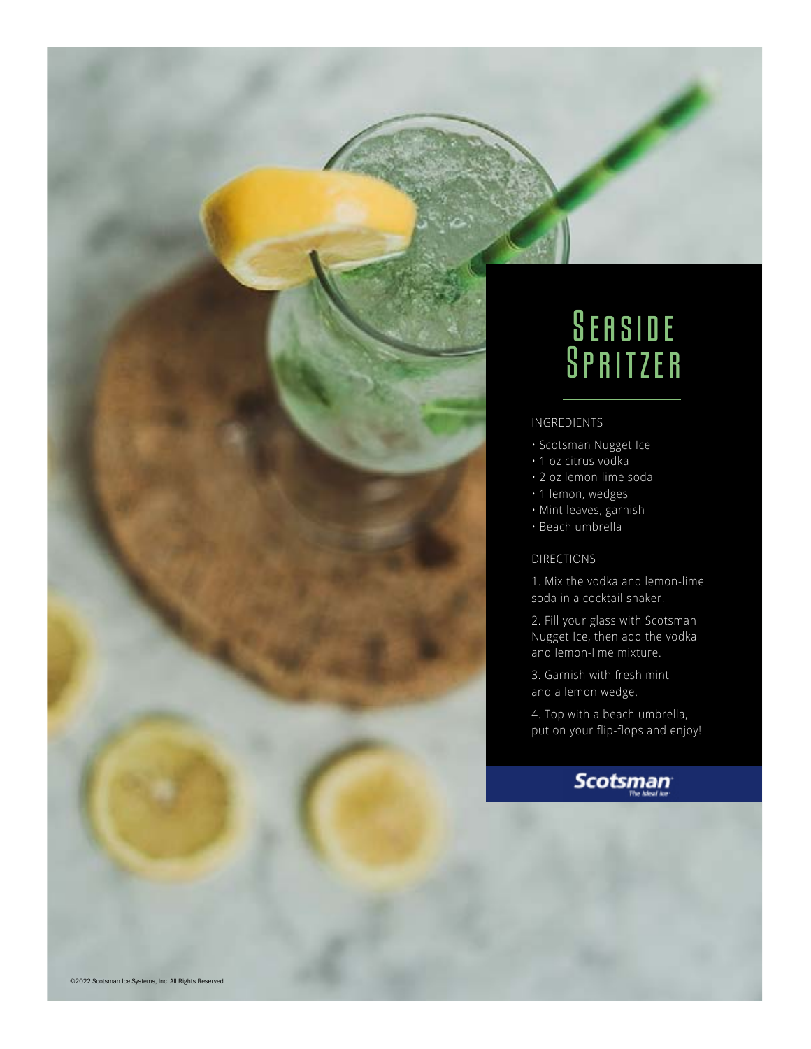# Seaside Spritzer

INGREDIENTS

- Scotsman Nugget Ice
- 1 oz citrus vodka
- 2 oz lemon-lime soda
- 1 lemon, wedges
- Mint leaves, garnish
- Beach umbrella

DIRECTIONS

1. Mix the vodka and lemon-lime soda in a cocktail shaker.
2. Fill your glass with Scotsman Nugget Ice, then add the vodka and lemon-lime mixture.
3. Garnish with fresh mint and a lemon wedge.
4. Top with a beach umbrella, put on your flip-flops and enjoy!

Scotsman
The Ideal Ice

©2022 Scotsman Ice Systems, Inc. All Rights Reserved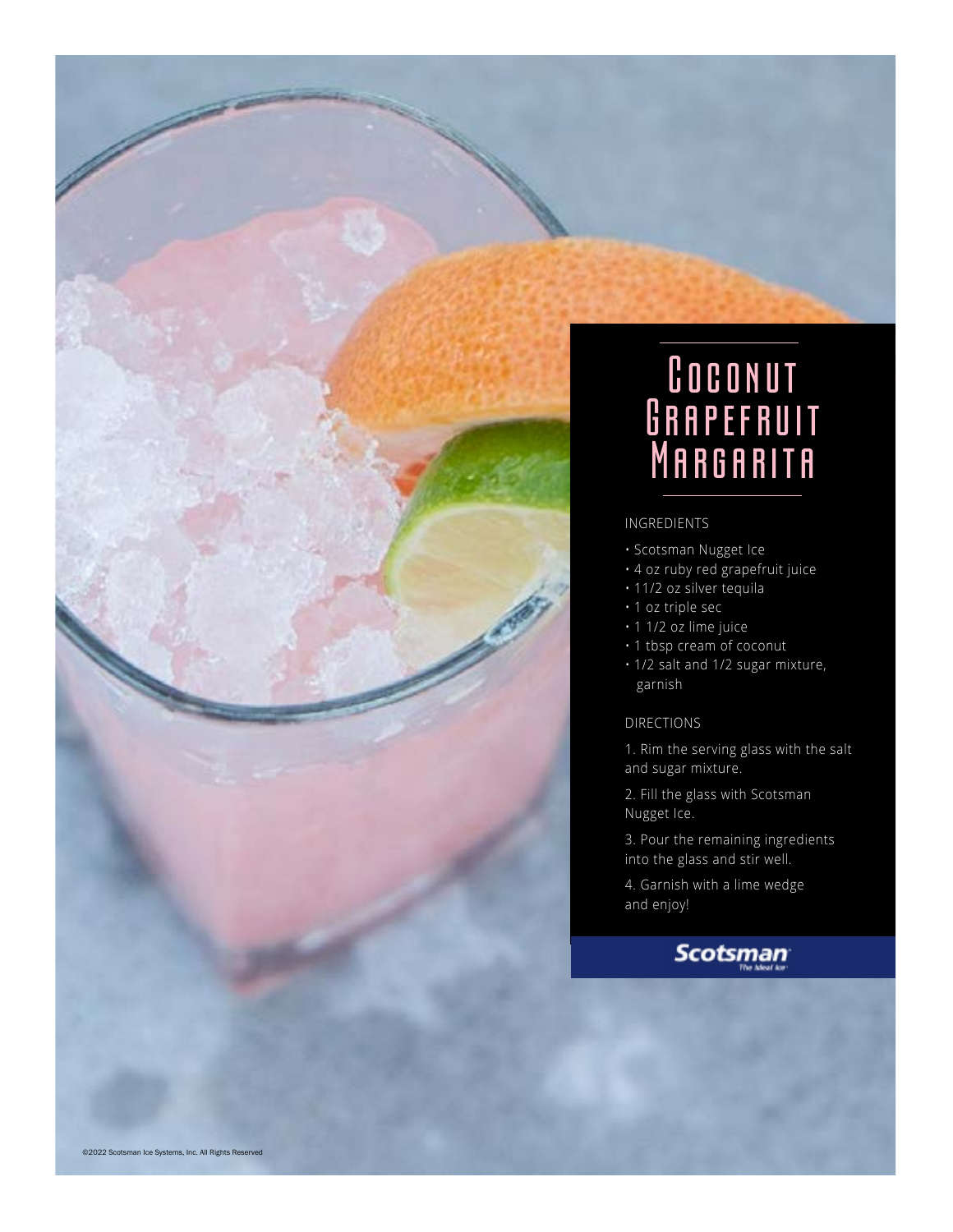# Coconut Grapefruit Margarita

INGREDIENTS

- Scotsman Nugget Ice
- 4 oz ruby red grapefruit juice
- 11/2 oz silver tequila
- 1 oz triple sec
- 1 1/2 oz lime juice
- 1 tbsp cream of coconut
- 1/2 salt and 1/2 sugar mixture, garnish

DIRECTIONS

1. Rim the serving glass with the salt and sugar mixture.
2. Fill the glass with Scotsman Nugget Ice.
3. Pour the remaining ingredients into the glass and stir well.
4. Garnish with a lime wedge and enjoy!

Scotsman The Ideal Ice

©2022 Scotsman Ice Systems, Inc. All Rights Reserved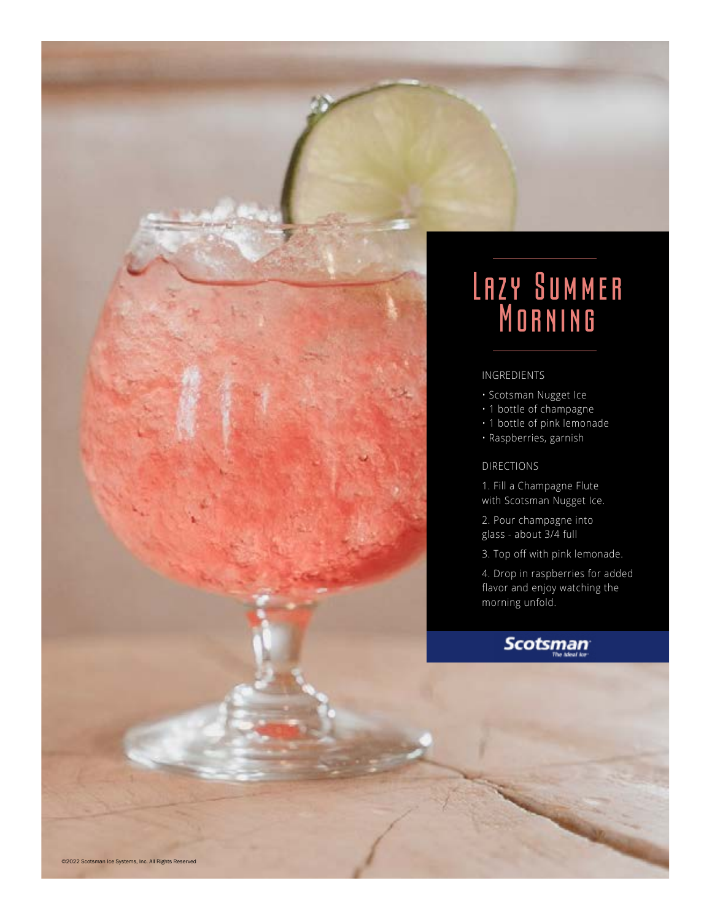# Lazy Summer Morning

INGREDIENTS

- Scotsman Nugget Ice
- 1 bottle of champagne
- 1 bottle of pink lemonade
- Raspberries, garnish

DIRECTIONS

1. Fill a Champagne Flute with Scotsman Nugget Ice.
2. Pour champagne into glass - about 3/4 full
3. Top off with pink lemonade.
4. Drop in raspberries for added flavor and enjoy watching the morning unfold.

Scotsman
The Ideal Ice

©2022 Scotsman Ice Systems, Inc. All Rights Reserved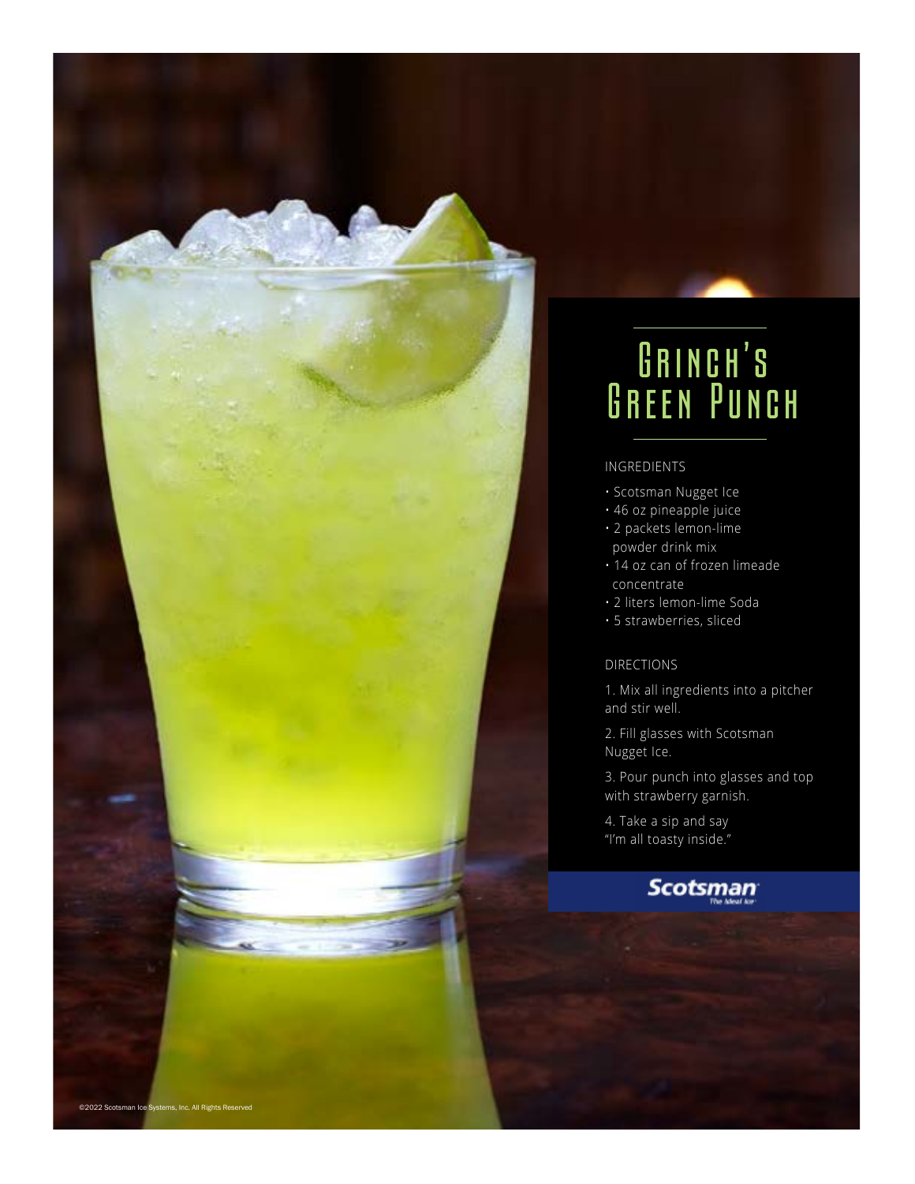# Grinch's Green Punch

INGREDIENTS

- Scotsman Nugget Ice
- 46 oz pineapple juice
- 2 packets lemon-lime powder drink mix
- 14 oz can of frozen limeade concentrate
- 2 liters lemon-lime Soda
- 5 strawberries, sliced

DIRECTIONS

1. Mix all ingredients into a pitcher and stir well.
2. Fill glasses with Scotsman Nugget Ice.
3. Pour punch into glasses and top with strawberry garnish.
4. Take a sip and say "I'm all toasty inside."

Scotsman The Ideal Ice

©2022 Scotsman Ice Systems, Inc. All Rights Reserved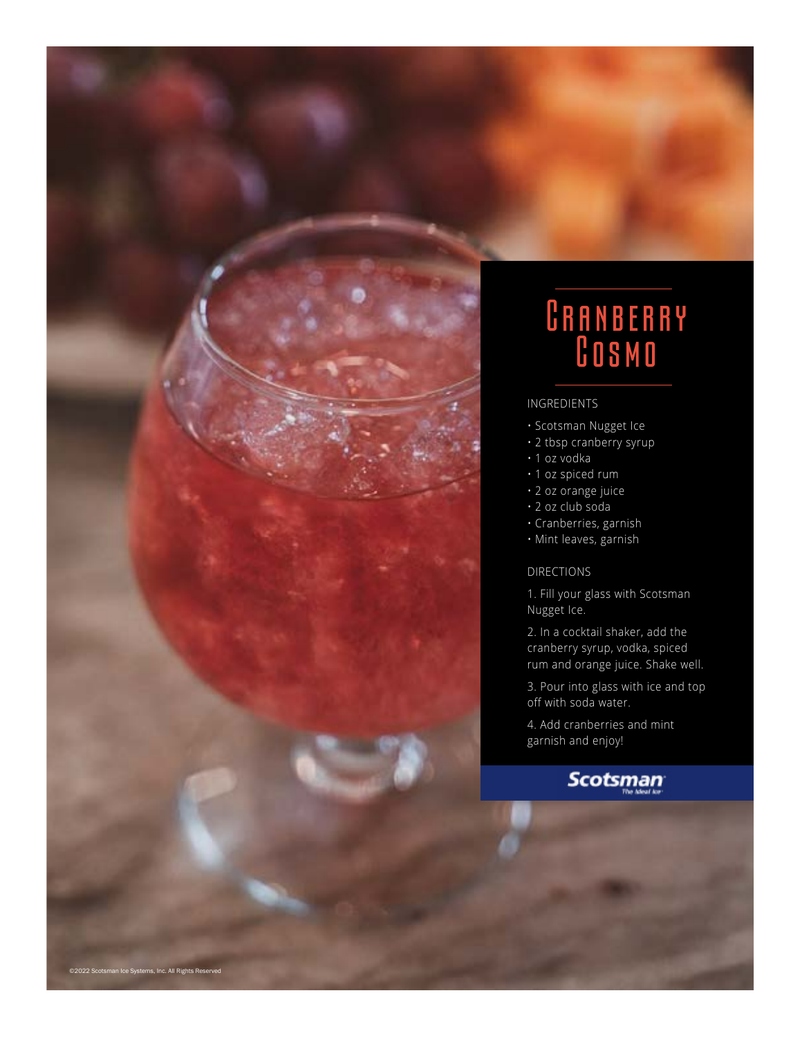# Cranberry Cosmo

INGREDIENTS

- Scotsman Nugget Ice
- 2 tbsp cranberry syrup
- 1 oz vodka
- 1 oz spiced rum
- 2 oz orange juice
- 2 oz club soda
- Cranberries, garnish
- Mint leaves, garnish

DIRECTIONS

1. Fill your glass with Scotsman Nugget Ice.
2. In a cocktail shaker, add the cranberry syrup, vodka, spiced rum and orange juice. Shake well.
3. Pour into glass with ice and top off with soda water.
4. Add cranberries and mint garnish and enjoy!

Scotsman The Ideal Ice

©2022 Scotsman Ice Systems, Inc. All Rights Reserved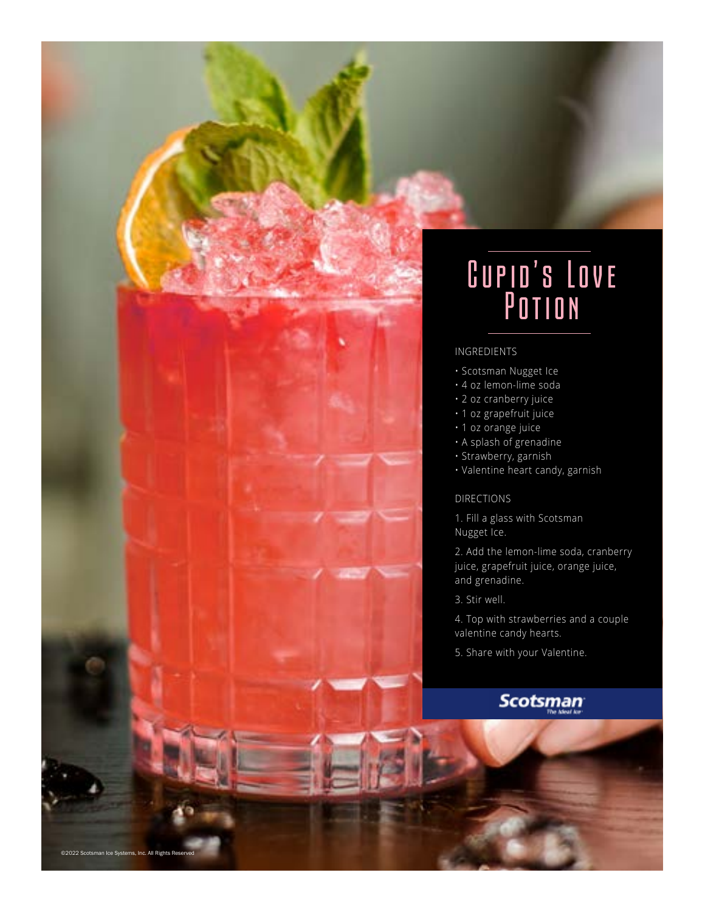# Cupid's Love Potion

INGREDIENTS

- Scotsman Nugget Ice
- 4 oz lemon-lime soda
- 2 oz cranberry juice
- 1 oz grapefruit juice
- 1 oz orange juice
- A splash of grenadine
- Strawberry, garnish
- Valentine heart candy, garnish

DIRECTIONS

1. Fill a glass with Scotsman Nugget Ice.
2. Add the lemon-lime soda, cranberry juice, grapefruit juice, orange juice, and grenadine.
3. Stir well.
4. Top with strawberries and a couple valentine candy hearts.
5. Share with your Valentine.

Scotsman The Ideal Ice

©2022 Scotsman Ice Systems, Inc. All Rights Reserved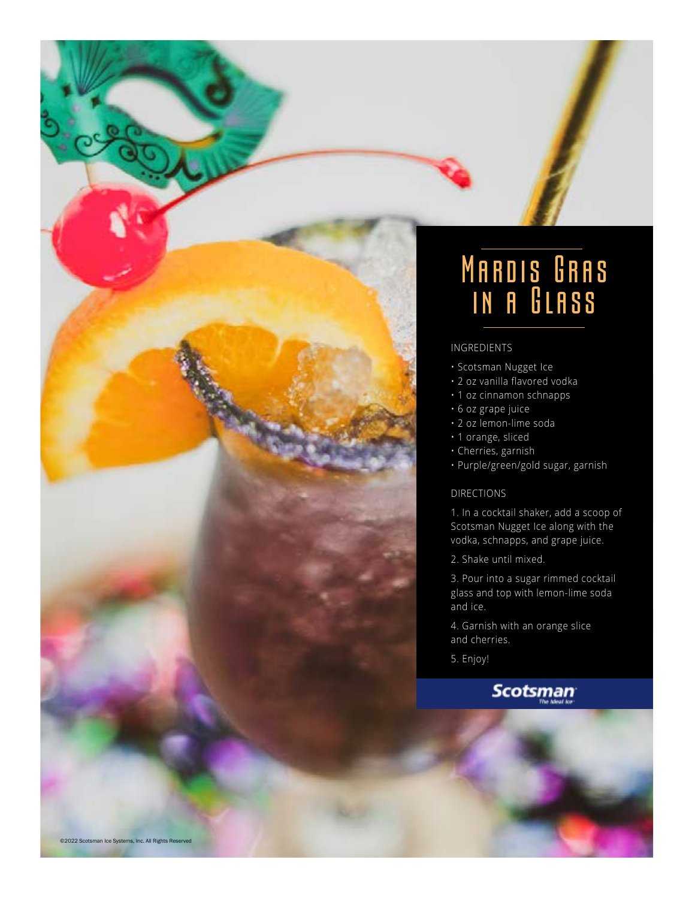# Mardis Gras in a Glass

INGREDIENTS

- Scotsman Nugget Ice
- 2 oz vanilla flavored vodka
- 1 oz cinnamon schnapps
- 6 oz grape juice
- 2 oz lemon-lime soda
- 1 orange, sliced
- Cherries, garnish
- Purple/green/gold sugar, garnish

DIRECTIONS

1. In a cocktail shaker, add a scoop of Scotsman Nugget Ice along with the vodka, schnapps, and grape juice.
2. Shake until mixed.
3. Pour into a sugar rimmed cocktail glass and top with lemon-lime soda and ice.
4. Garnish with an orange slice and cherries.
5. Enjoy!

Scotsman

©2022 Scotsman Ice Systems, Inc. All Rights Reserved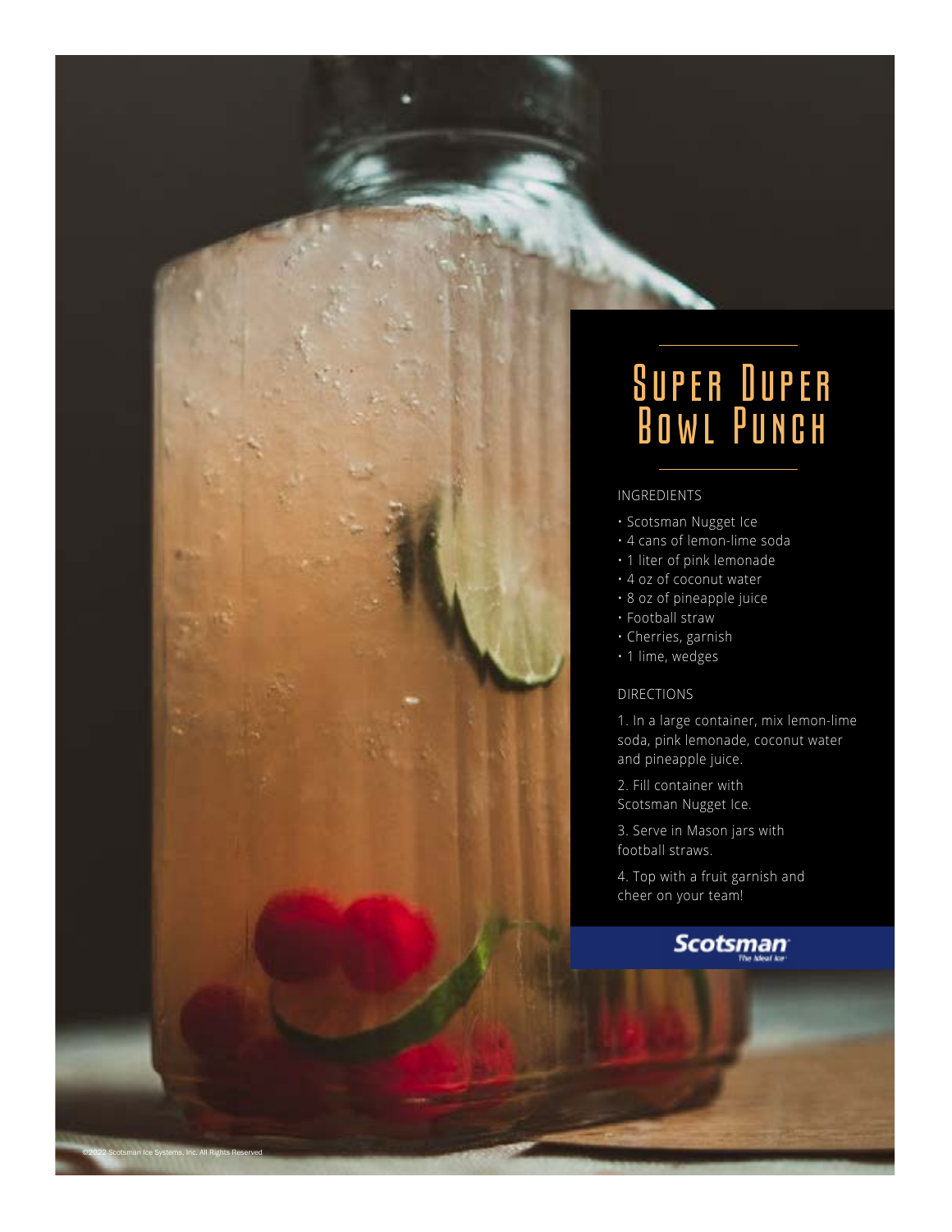# Super Duper Bowl Punch

INGREDIENTS

- Scotsman Nugget Ice
- 4 cans of lemon-lime soda
- 1 liter of pink lemonade
- 4 oz of coconut water
- 8 oz of pineapple juice
- Football straw
- Cherries, garnish
- 1 lime, wedges

DIRECTIONS

1. In a large container, mix lemon-lime soda, pink lemonade, coconut water and pineapple juice.
2. Fill container with Scotsman Nugget Ice.
3. Serve in Mason jars with football straws.
4. Top with a fruit garnish and cheer on your team!

Scotsman
The Ideal Ice

©2022 Scotsman Ice Systems, Inc. All Rights Reserved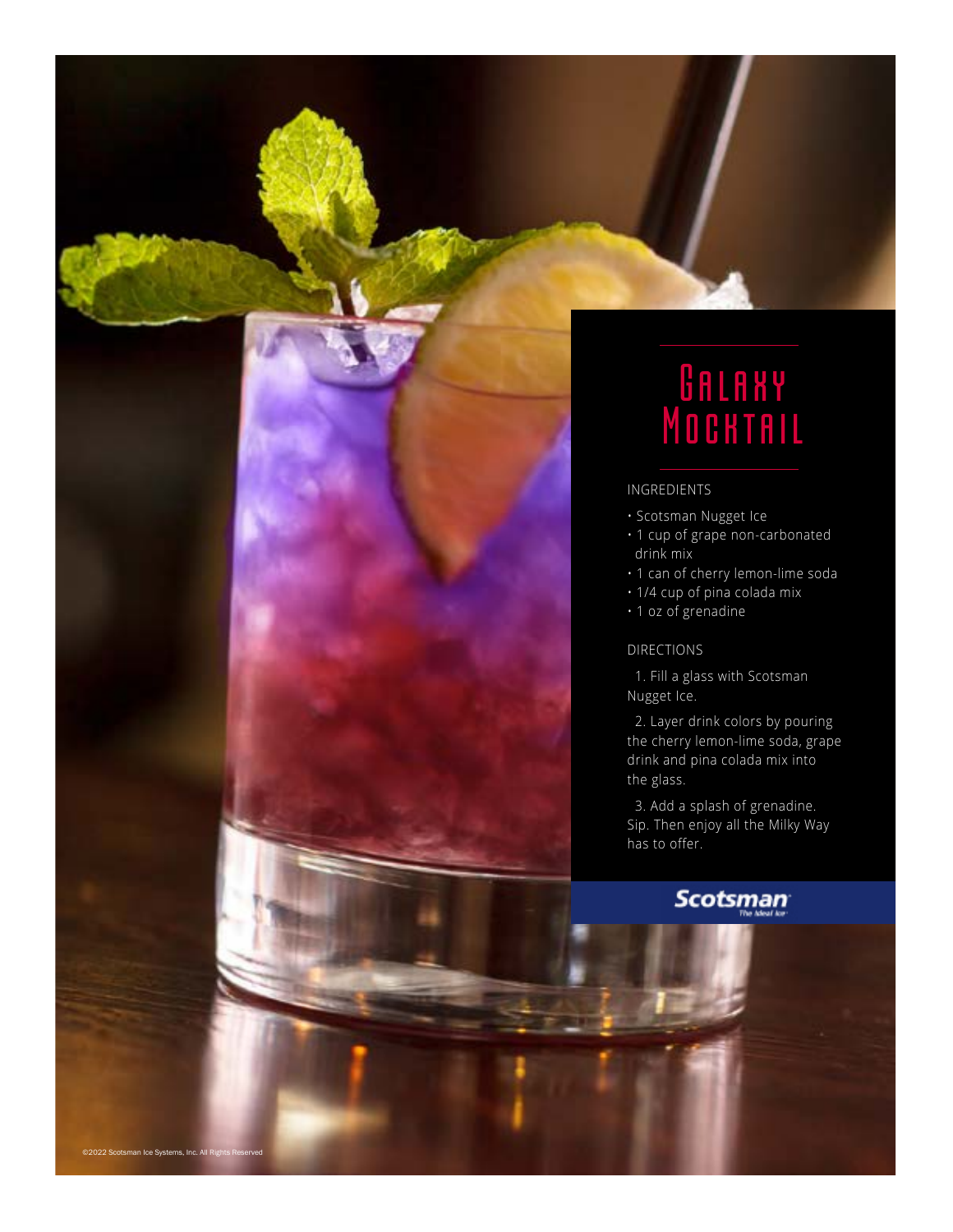# Galaxy Mocktail

## INGREDIENTS

- Scotsman Nugget Ice
- 1 cup of grape non-carbonated drink mix
- 1 can of cherry lemon-lime soda
- 1/4 cup of pina colada mix
- 1 oz of grenadine

## DIRECTIONS

1. Fill a glass with Scotsman Nugget Ice.
2. Layer drink colors by pouring the cherry lemon-lime soda, grape drink and pina colada mix into the glass.
3. Add a splash of grenadine. Sip. Then enjoy all the Milky Way has to offer.

Scotsman
The Ideal Ice

©2022 Scotsman Ice Systems, Inc. All Rights Reserved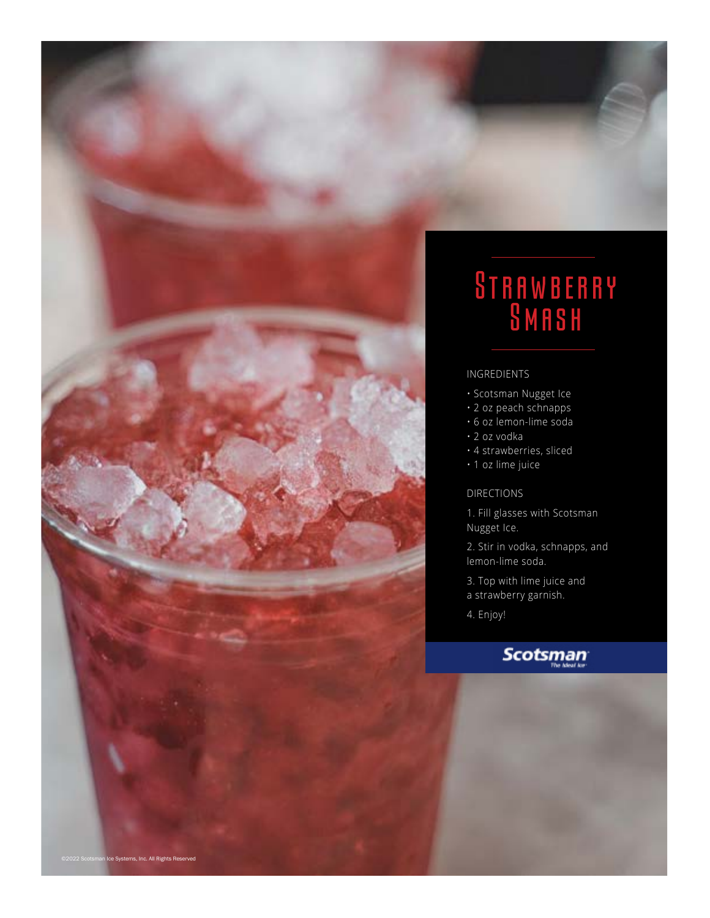# Strawberry Smash

INGREDIENTS

- Scotsman Nugget Ice
- 2 oz peach schnapps
- 6 oz lemon-lime soda
- 2 oz vodka
- 4 strawberries, sliced
- 1 oz lime juice

DIRECTIONS

1. Fill glasses with Scotsman Nugget Ice.
2. Stir in vodka, schnapps, and lemon-lime soda.
3. Top with lime juice and a strawberry garnish.
4. Enjoy!

Scotsman The Ideal Ice

©2022 Scotsman Ice Systems, Inc. All Rights Reserved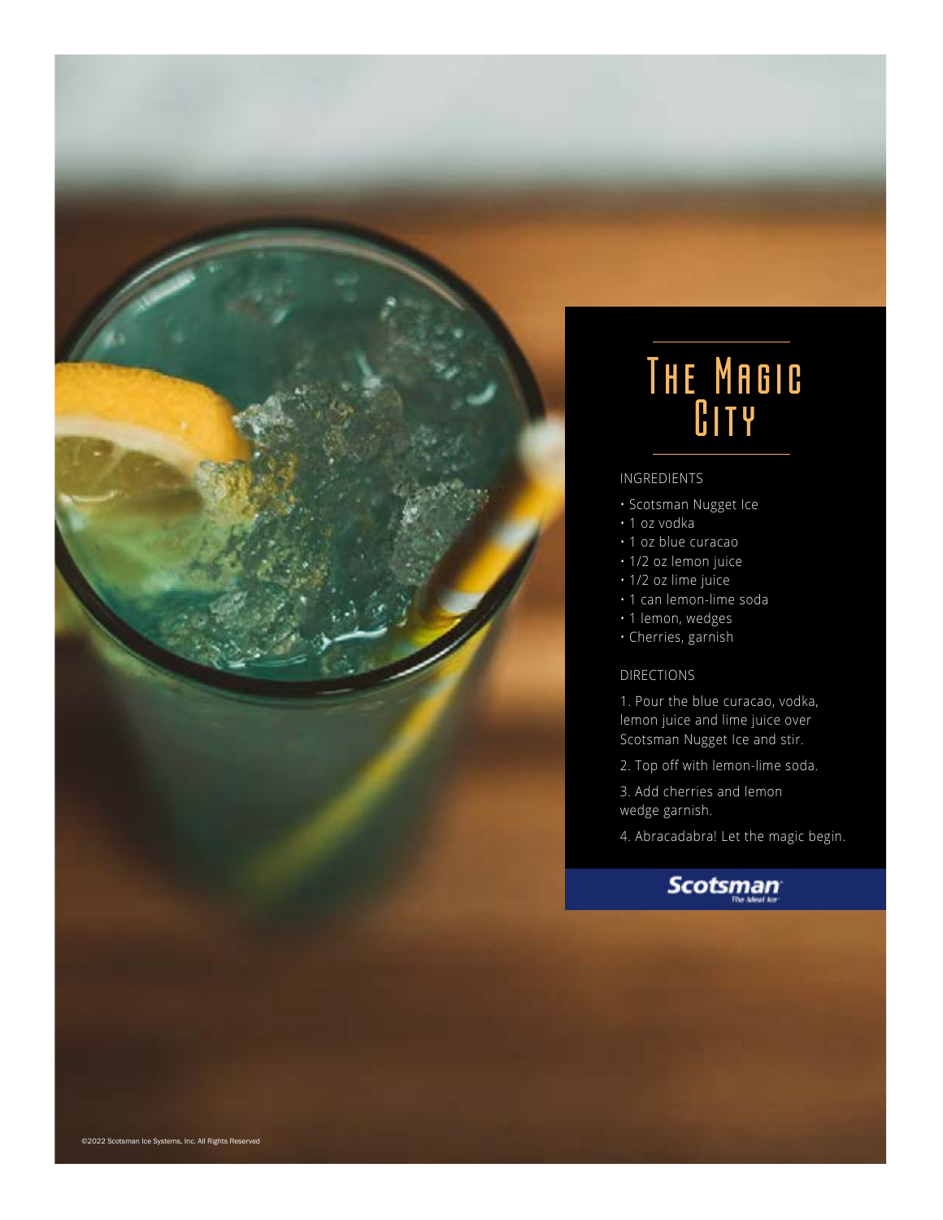# The Magic City

INGREDIENTS

- Scotsman Nugget Ice
- 1 oz vodka
- 1 oz blue curacao
- 1/2 oz lemon juice
- 1/2 oz lime juice
- 1 can lemon-lime soda
- 1 lemon, wedges
- Cherries, garnish

DIRECTIONS

1. Pour the blue curacao, vodka, lemon juice and lime juice over Scotsman Nugget Ice and stir.
2. Top off with lemon-lime soda.
3. Add cherries and lemon wedge garnish.
4. Abracadabra! Let the magic begin.

Scotsman The Ideal Ice

©2022 Scotsman Ice Systems, Inc. All Rights Reserved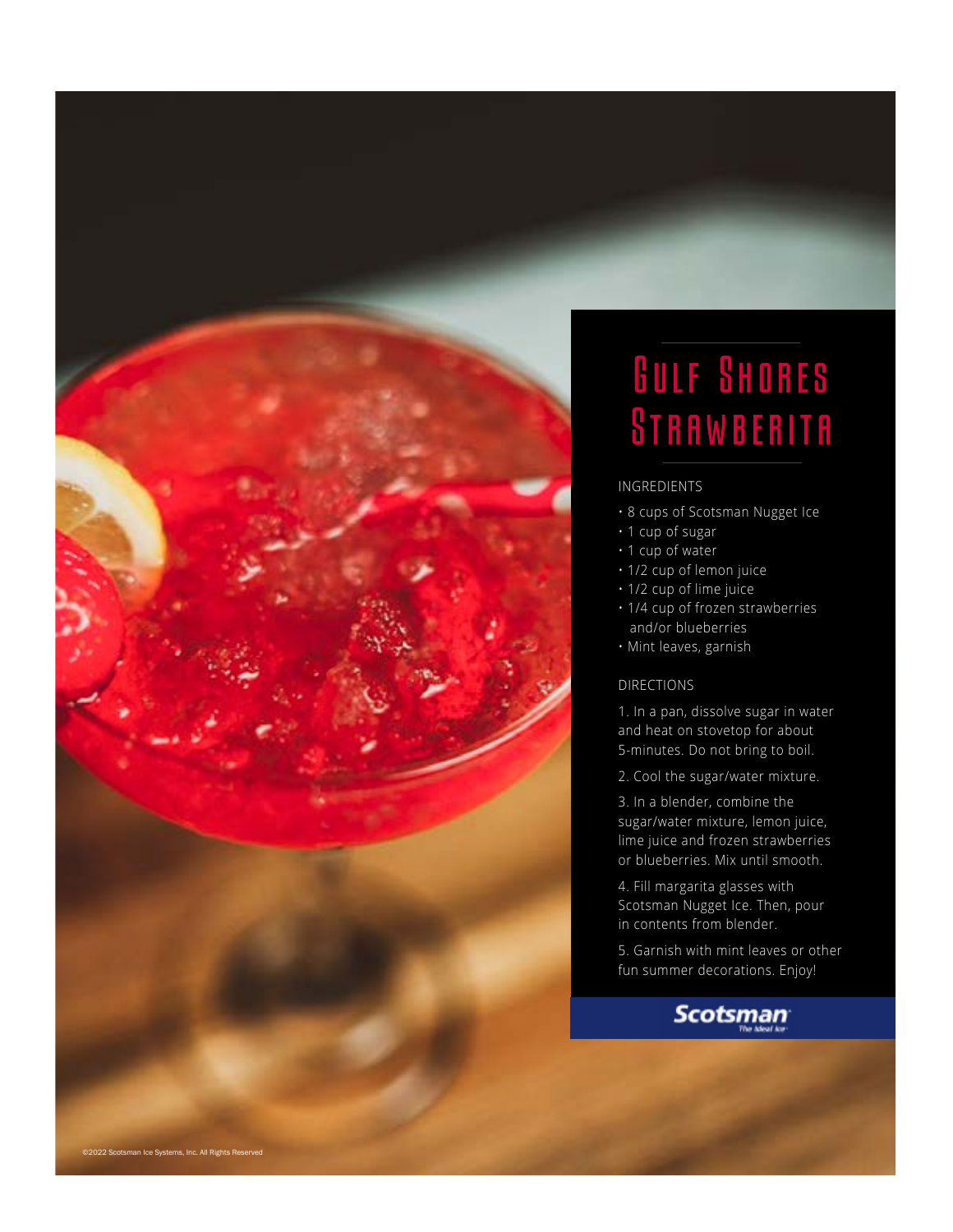# Gulf Shores Strawberita

## INGREDIENTS

- 8 cups of Scotsman Nugget Ice
- 1 cup of sugar
- 1 cup of water
- 1/2 cup of lemon juice
- 1/2 cup of lime juice
- 1/4 cup of frozen strawberries and/or blueberries
- Mint leaves, garnish

## DIRECTIONS

1. In a pan, dissolve sugar in water and heat on stovetop for about 5-minutes. Do not bring to boil.
2. Cool the sugar/water mixture.
3. In a blender, combine the sugar/water mixture, lemon juice, lime juice and frozen strawberries or blueberries. Mix until smooth.
4. Fill margarita glasses with Scotsman Nugget Ice. Then, pour in contents from blender.
5. Garnish with mint leaves or other fun summer decorations. Enjoy!

Scotsman The Ideal Ice

©2022 Scotsman Ice Systems, Inc. All Rights Reserved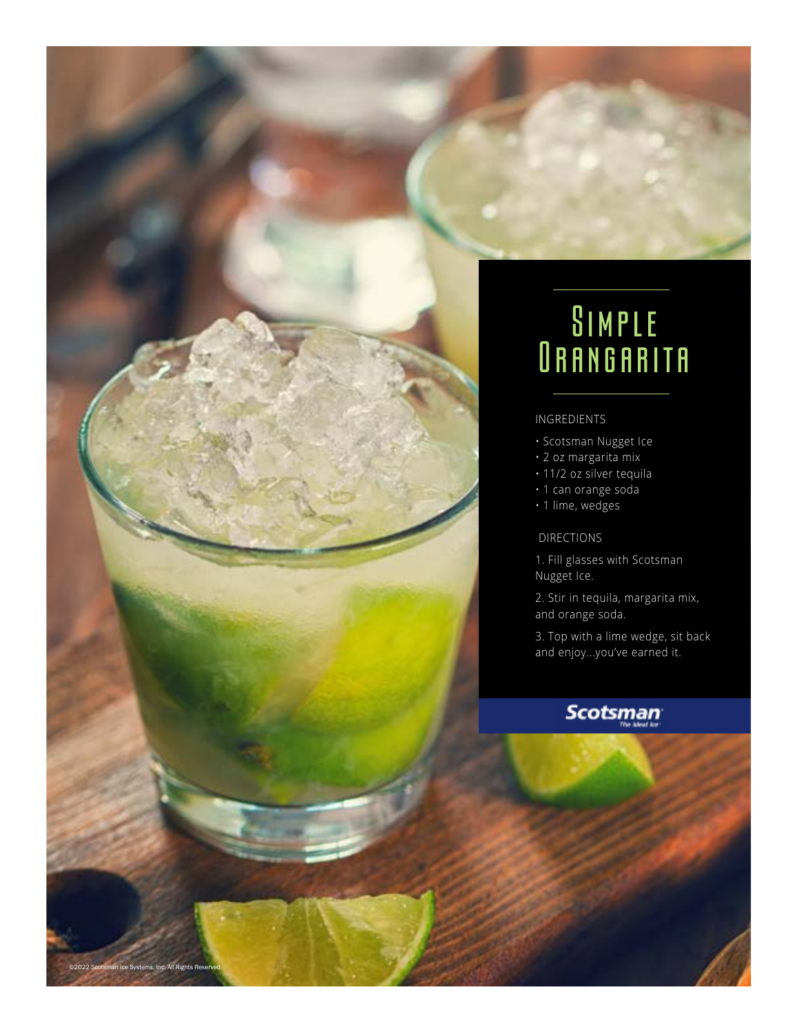# Simple Orangarita

INGREDIENTS

- Scotsman Nugget Ice
- 2 oz margarita mix
- 11/2 oz silver tequila
- 1 can orange soda
- 1 lime, wedges

DIRECTIONS

1. Fill glasses with Scotsman Nugget Ice.
2. Stir in tequila, margarita mix, and orange soda.
3. Top with a lime wedge, sit back and enjoy...you've earned it.

Scotsman The Ideal Ice

©2022 Scotsman Ice Systems, Inc. All Rights Reserved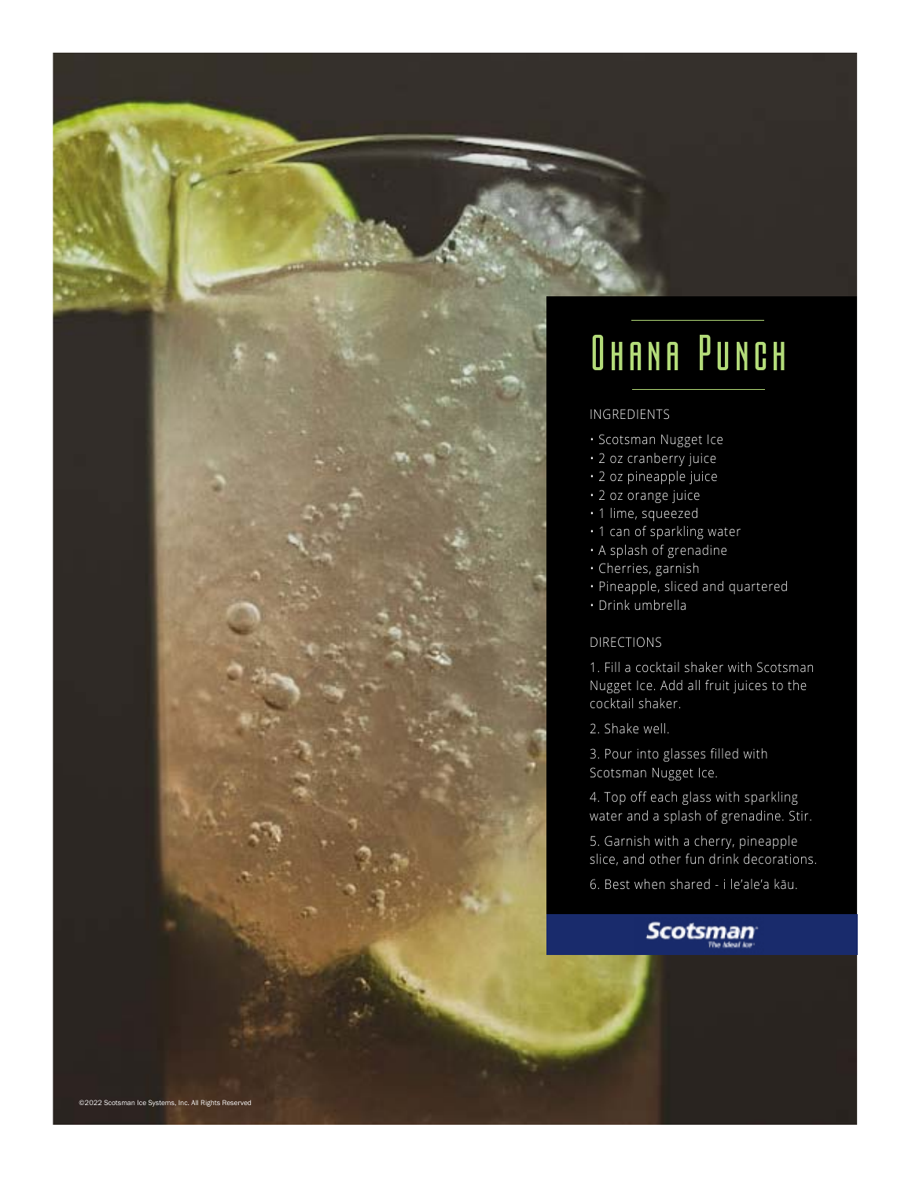# Ohana Punch

INGREDIENTS

- Scotsman Nugget Ice
- 2 oz cranberry juice
- 2 oz pineapple juice
- 2 oz orange juice
- 1 lime, squeezed
- 1 can of sparkling water
- A splash of grenadine
- Cherries, garnish
- Pineapple, sliced and quartered
- Drink umbrella

DIRECTIONS

1. Fill a cocktail shaker with Scotsman Nugget Ice. Add all fruit juices to the cocktail shaker.
2. Shake well.
3. Pour into glasses filled with Scotsman Nugget Ice.
4. Top off each glass with sparkling water and a splash of grenadine. Stir.
5. Garnish with a cherry, pineapple slice, and other fun drink decorations.
6. Best when shared - i le'ale'a kāu.

Scotsman
The Ideal Ice

©2022 Scotsman Ice Systems, Inc. All Rights Reserved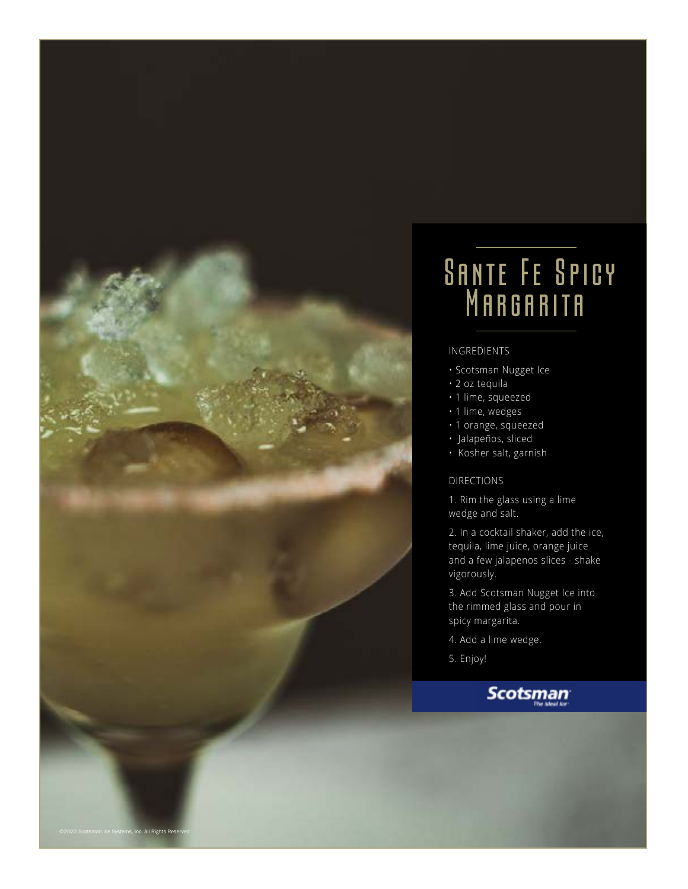# Sante Fe Spicy Margarita

INGREDIENTS

- Scotsman Nugget Ice
- 2 oz tequila
- 1 lime, squeezed
- 1 lime, wedges
- 1 orange, squeezed
- Jalapeños, sliced
- Kosher salt, garnish

DIRECTIONS

1. Rim the glass using a lime wedge and salt.
2. In a cocktail shaker, add the ice, tequila, lime juice, orange juice and a few jalapenos slices - shake vigorously.
3. Add Scotsman Nugget Ice into the rimmed glass and pour in spicy margarita.
4. Add a lime wedge.
5. Enjoy!

Scotsman
The Ideal Ice

©2022 Scotsman Ice Systems, Inc. All Rights Reserved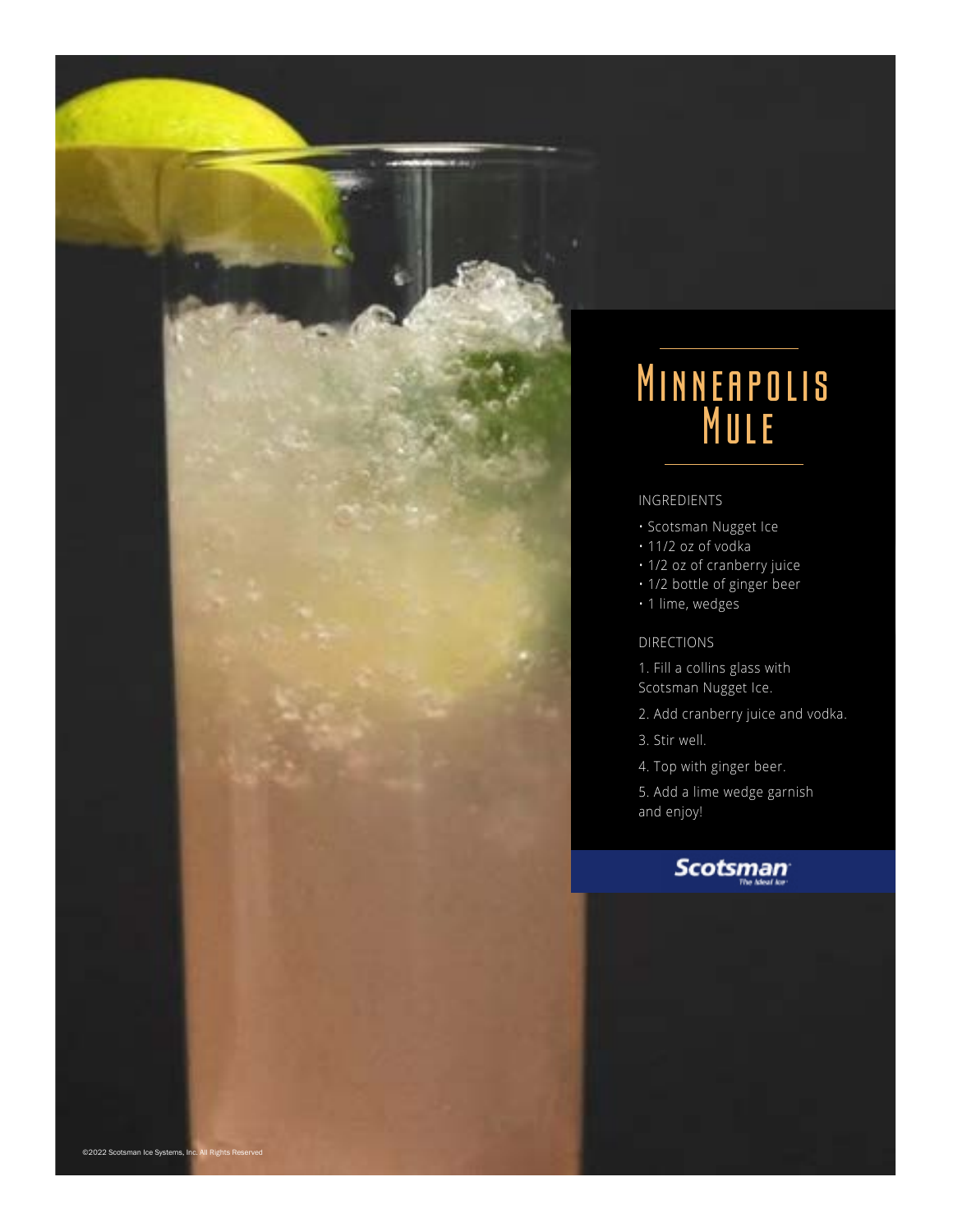# Minneapolis Mule

INGREDIENTS

- Scotsman Nugget Ice
- 11/2 oz of vodka
- 1/2 oz of cranberry juice
- 1/2 bottle of ginger beer
- 1 lime, wedges

DIRECTIONS

1. Fill a collins glass with Scotsman Nugget Ice.
2. Add cranberry juice and vodka.
3. Stir well.
4. Top with ginger beer.
5. Add a lime wedge garnish and enjoy!

Scotsman The Ideal Ice

©2022 Scotsman Ice Systems, Inc. All Rights Reserved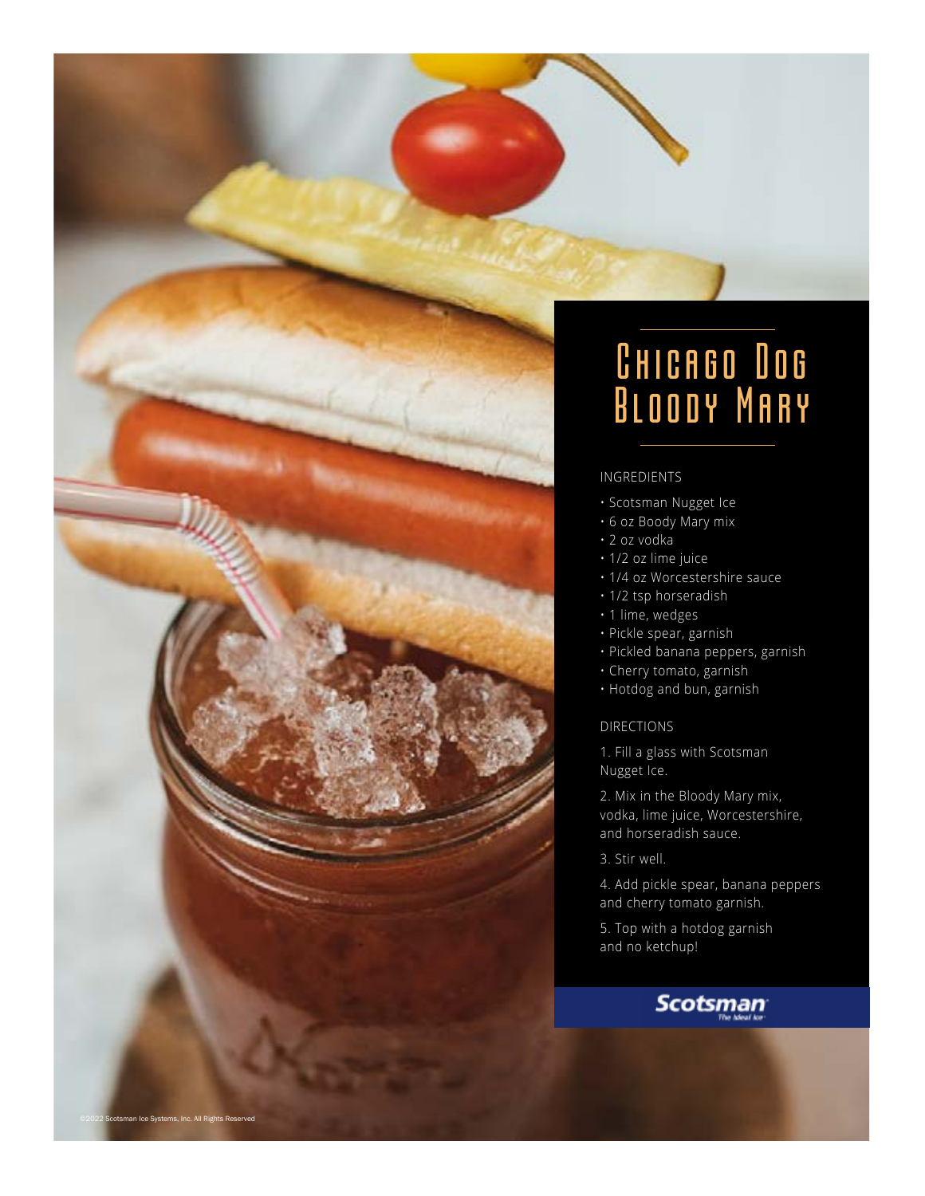# Chicago Dog Bloody Mary

INGREDIENTS

- Scotsman Nugget Ice
- 6 oz Boody Mary mix
- 2 oz vodka
- 1/2 oz lime juice
- 1/4 oz Worcestershire sauce
- 1/2 tsp horseradish
- 1 lime, wedges
- Pickle spear, garnish
- Pickled banana peppers, garnish
- Cherry tomato, garnish
- Hotdog and bun, garnish

DIRECTIONS

1. Fill a glass with Scotsman Nugget Ice.

2. Mix in the Bloody Mary mix, vodka, lime juice, Worcestershire, and horseradish sauce.

3. Stir well.

4. Add pickle spear, banana peppers and cherry tomato garnish.

5. Top with a hotdog garnish and no ketchup!

Scotsman The Ideal Ice

©2022 Scotsman Ice Systems, Inc. All Rights Reserved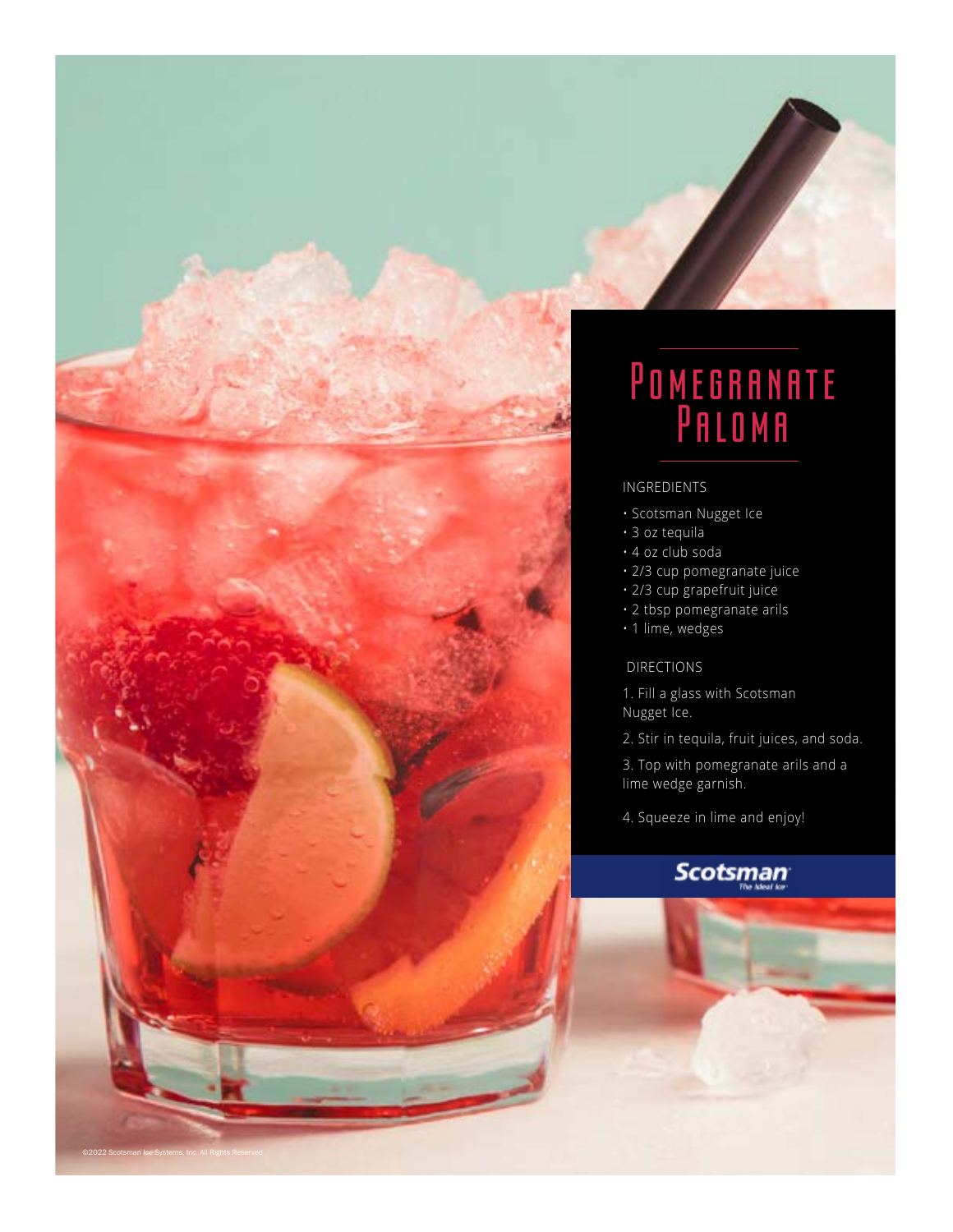# Pomegranate Paloma

INGREDIENTS

- Scotsman Nugget Ice
- 3 oz tequila
- 4 oz club soda
- 2/3 cup pomegranate juice
- 2/3 cup grapefruit juice
- 2 tbsp pomegranate arils
- 1 lime, wedges

DIRECTIONS

1. Fill a glass with Scotsman Nugget Ice.
2. Stir in tequila, fruit juices, and soda.
3. Top with pomegranate arils and a lime wedge garnish.
4. Squeeze in lime and enjoy!

Scotsman
The Ideal Ice

©2022 Scotsman Ice Systems, Inc. All Rights Reserved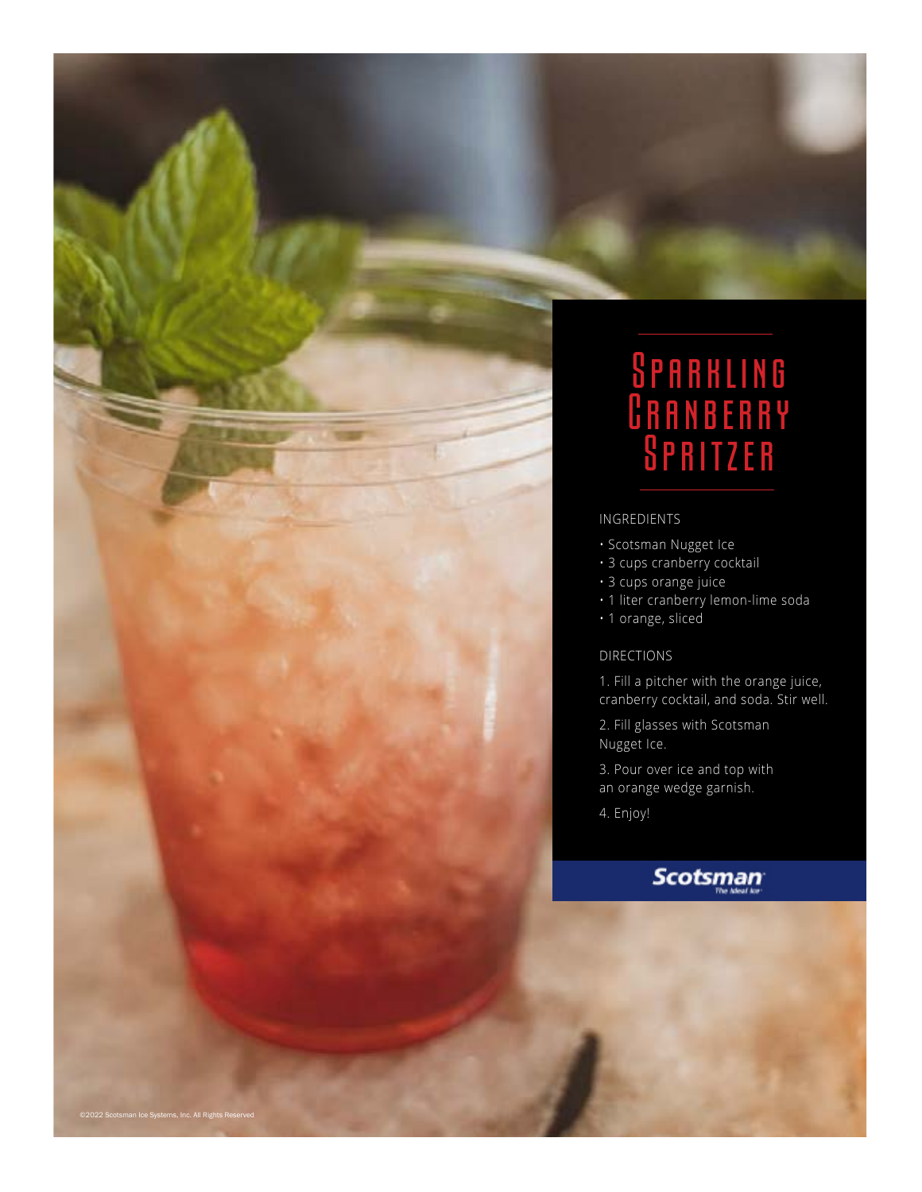# Sparkling Cranberry Spritzer

INGREDIENTS

- Scotsman Nugget Ice
- 3 cups cranberry cocktail
- 3 cups orange juice
- 1 liter cranberry lemon-lime soda
- 1 orange, sliced

DIRECTIONS

1. Fill a pitcher with the orange juice, cranberry cocktail, and soda. Stir well.
2. Fill glasses with Scotsman Nugget Ice.
3. Pour over ice and top with an orange wedge garnish.
4. Enjoy!

Scotsman
The Ideal Ice

©2022 Scotsman Ice Systems, Inc. All Rights Reserved